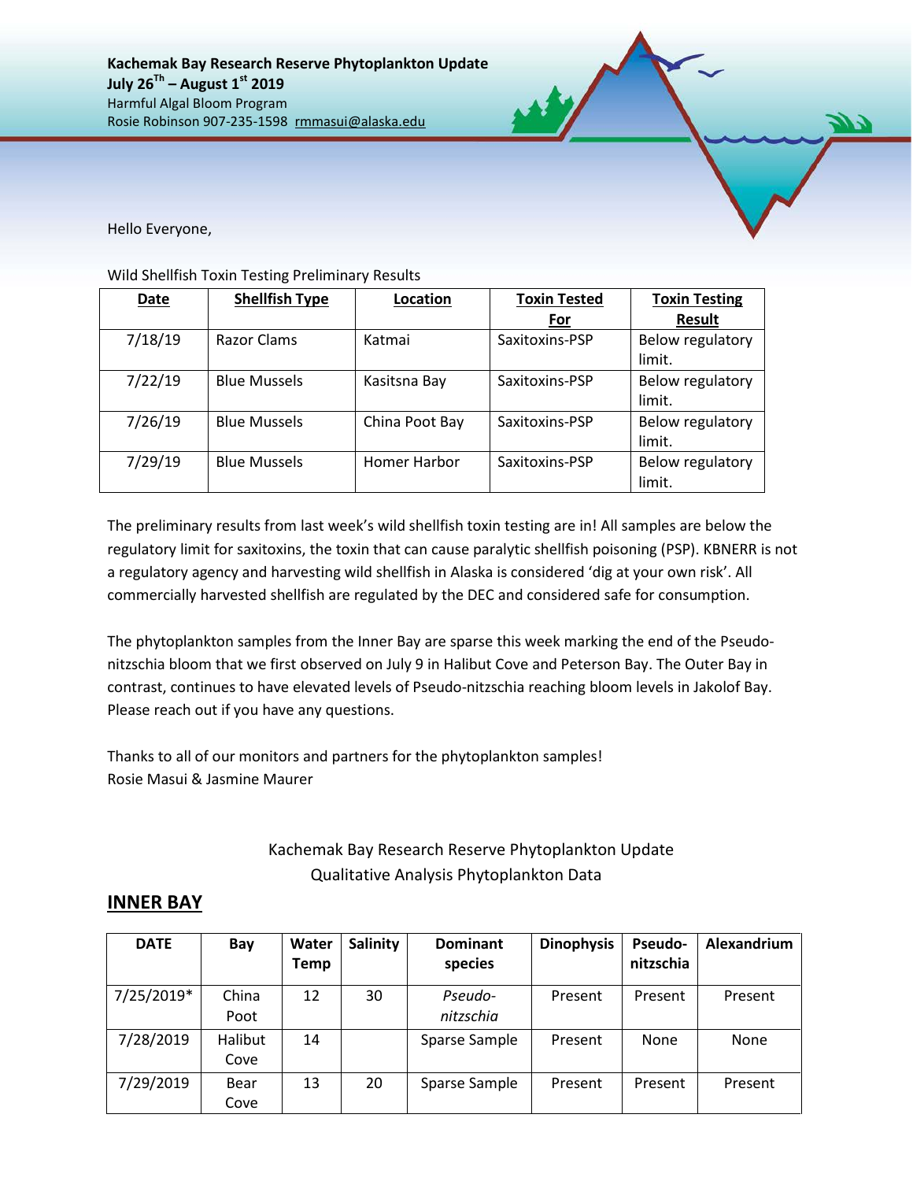**Kachemak Bay Research Reserve Phytoplankton Update**
**July 26[Th] – August 1[st] 2019**
Harmful Algal Bloom Program
Rosie Robinson 907-235-1598 rmmasui@alaska.edu

Hello Everyone,

Wild Shellfish Toxin Testing Preliminary Results

| Date | Shellfish Type | Location | Toxin Tested For | Toxin Testing Result |
|---|---|---|---|---|
| 7/18/19 | Razor Clams | Katmai | Saxitoxins-PSP | Below regulatory limit. |
| 7/22/19 | Blue Mussels | Kasitsna Bay | Saxitoxins-PSP | Below regulatory limit. |
| 7/26/19 | Blue Mussels | China Poot Bay | Saxitoxins-PSP | Below regulatory limit. |
| 7/29/19 | Blue Mussels | Homer Harbor | Saxitoxins-PSP | Below regulatory limit. |

The preliminary results from last week's wild shellfish toxin testing are in! All samples are below the regulatory limit for saxitoxins, the toxin that can cause paralytic shellfish poisoning (PSP). KBNERR is not a regulatory agency and harvesting wild shellfish in Alaska is considered 'dig at your own risk'. All commercially harvested shellfish are regulated by the DEC and considered safe for consumption.

The phytoplankton samples from the Inner Bay are sparse this week marking the end of the Pseudo-nitzschia bloom that we first observed on July 9 in Halibut Cove and Peterson Bay. The Outer Bay in contrast, continues to have elevated levels of Pseudo-nitzschia reaching bloom levels in Jakolof Bay. Please reach out if you have any questions.

Thanks to all of our monitors and partners for the phytoplankton samples!
Rosie Masui & Jasmine Maurer

Kachemak Bay Research Reserve Phytoplankton Update
Qualitative Analysis Phytoplankton Data

## INNER BAY

| DATE | Bay | Water Temp | Salinity | Dominant species | Dinophysis | Pseudo-nitzschia | Alexandrium |
|---|---|---|---|---|---|---|---|
| 7/25/2019* | China Poot | 12 | 30 | *Pseudo-nitzschia* | Present | Present | Present |
| 7/28/2019 | Halibut Cove | 14 | | Sparse Sample | Present | None | None |
| 7/29/2019 | Bear Cove | 13 | 20 | Sparse Sample | Present | Present | Present |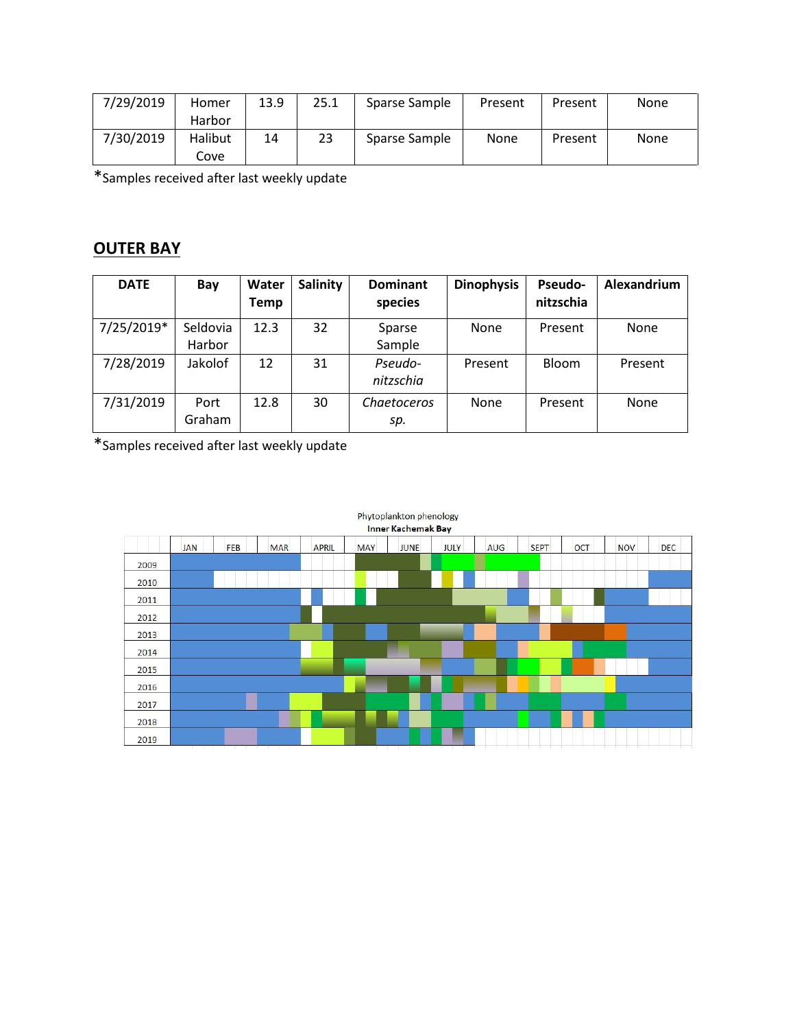| 7/29/2019 | Homer Harbor | 13.9 | 25.1 | Sparse Sample | Present | Present | None |
|---|---|---|---|---|---|---|---|
| 7/30/2019 | Halibut Cove | 14 | 23 | Sparse Sample | None | Present | None |

*Samples received after last weekly update

## OUTER BAY

| DATE | Bay | Water Temp | Salinity | Dominant species | Dinophysis | Pseudo-nitzschia | Alexandrium |
|---|---|---|---|---|---|---|---|
| 7/25/2019* | Seldovia Harbor | 12.3 | 32 | Sparse Sample | None | Present | None |
| 7/28/2019 | Jakolof | 12 | 31 | *Pseudo-nitzschia* | Present | Bloom | Present |
| 7/31/2019 | Port Graham | 12.8 | 30 | *Chaetoceros sp.* | None | Present | None |

*Samples received after last weekly update

Phytoplankton phenology
**Inner Kachemak Bay**

| | JAN | FEB | MAR | APRIL | MAY | JUNE | JULY | AUG | SEPT | OCT | NOV | DEC |
|---|---|---|---|---|---|---|---|---|---|---|---|---|
| 2009 | | | | | | | | | | | | |
| 2010 | | | | | | | | | | | | |
| 2011 | | | | | | | | | | | | |
| 2012 | | | | | | | | | | | | |
| 2013 | | | | | | | | | | | | |
| 2014 | | | | | | | | | | | | |
| 2015 | | | | | | | | | | | | |
| 2016 | | | | | | | | | | | | |
| 2017 | | | | | | | | | | | | |
| 2018 | | | | | | | | | | | | |
| 2019 | | | | | | | | | | | | |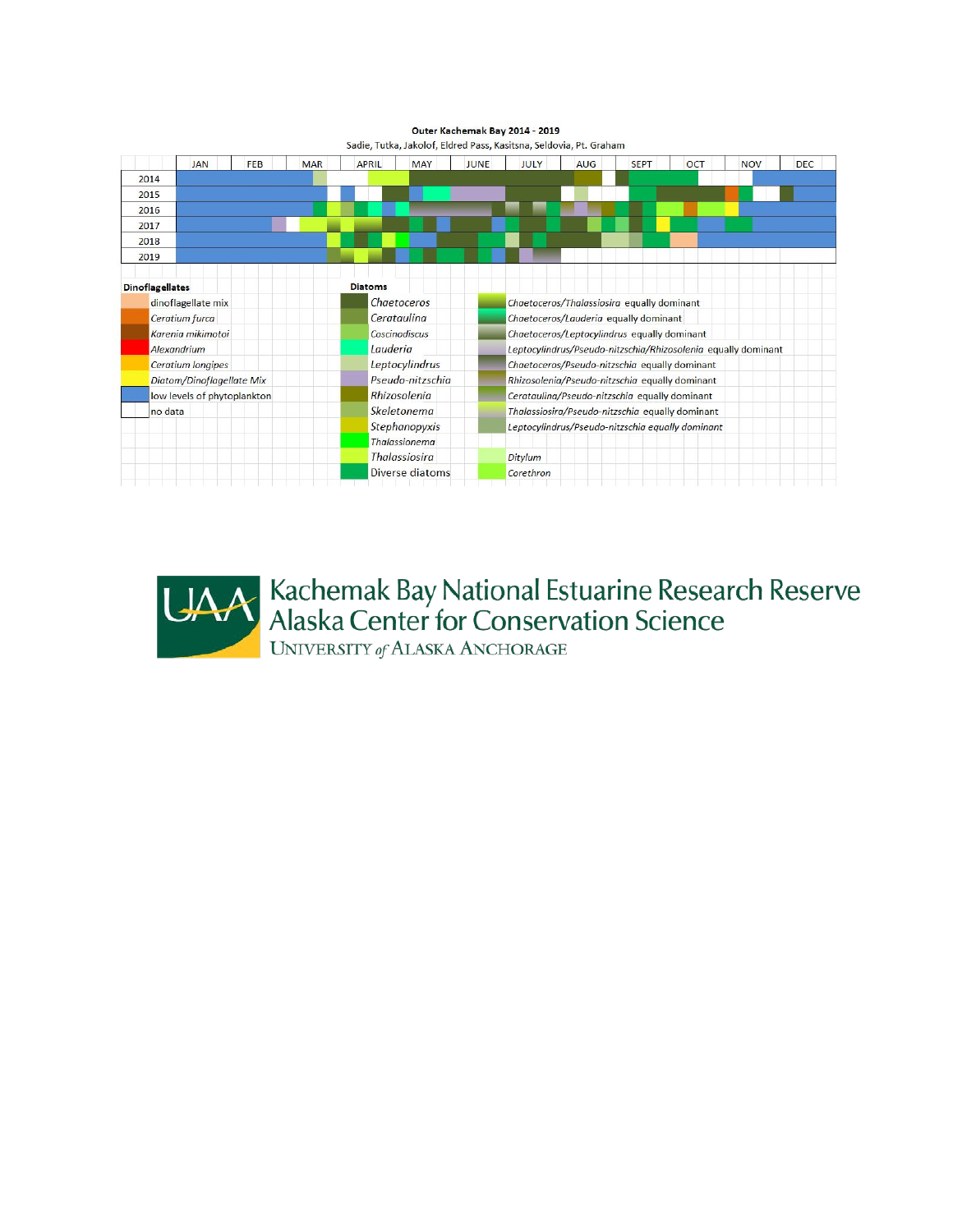**Outer Kachemak Bay 2014 - 2019**

Sadie, Tutka, Jakolof, Eldred Pass, Kasitsna, Seldovia, Pt. Graham

JAN FEB MAR APRIL MAY JUNE JULY AUG SEPT OCT NOV DEC

2014

2015

2016

2017

2018

2019

**Dinoflagellates**

dinoflagellate mix

*Ceratium furca*

*Karenia mikimotoi*

*Alexandrium*

*Ceratium longipes*

*Diatom/Dinoflagellate Mix*

low levels of phytoplankton

no data

**Diatoms**

*Chaetoceros*

*Cerataulina*

*Coscinodiscus*

*Lauderia*

*Leptocylindrus*

*Pseudo-nitzschia*

*Rhizosolenia*

*Skeletonema*

*Stephanopyxis*

*Thalassionema*

*Thalassiosira*

Diverse diatoms

*Chaetoceros/Thalassiosira* equally dominant

*Chaetoceros/Lauderia* equally dominant

*Chaetoceros/Leptocylindrus* equally dominant

*Leptocylindrus/Pseudo-nitzschia/Rhizosolenia* equally dominant

*Chaetoceros/Pseudo-nitzschia* equally dominant

*Rhizosolenia/Pseudo-nitzschia* equally dominant

*Cerataulina/Pseudo-nitzschia* equally dominant

*Thalassiosira/Pseudo-nitzschia* equally dominant

*Leptocylindrus/Pseudo-nitzschia equally dominant*

*Ditylum*

*Corethron*

UAA Kachemak Bay National Estuarine Research Reserve
Alaska Center for Conservation Science
University of Alaska Anchorage